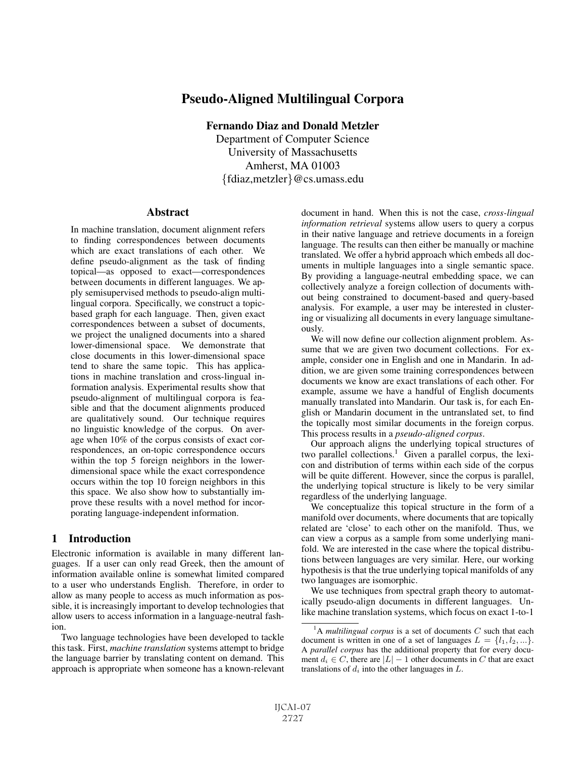# Pseudo-Aligned Multilingual Corpora

**Fernando Diaz and Donald Metzler**
Department of Computer Science
University of Massachusetts
Amherst, MA 01003
{fdiaz,metzler}@cs.umass.edu

## Abstract

In machine translation, document alignment refers to finding correspondences between documents which are exact translations of each other. We define pseudo-alignment as the task of finding topical—as opposed to exact—correspondences between documents in different languages. We apply semisupervised methods to pseudo-align multilingual corpora. Specifically, we construct a topic-based graph for each language. Then, given exact correspondences between a subset of documents, we project the unaligned documents into a shared lower-dimensional space. We demonstrate that close documents in this lower-dimensional space tend to share the same topic. This has applications in machine translation and cross-lingual information analysis. Experimental results show that pseudo-alignment of multilingual corpora is feasible and that the document alignments produced are qualitatively sound. Our technique requires no linguistic knowledge of the corpus. On average when 10% of the corpus consists of exact correspondences, an on-topic correspondence occurs within the top 5 foreign neighbors in the lower-dimensional space while the exact correspondence occurs within the top 10 foreign neighbors in this this space. We also show how to substantially improve these results with a novel method for incorporating language-independent information.

## 1 Introduction

Electronic information is available in many different languages. If a user can only read Greek, then the amount of information available online is somewhat limited compared to a user who understands English. Therefore, in order to allow as many people to access as much information as possible, it is increasingly important to develop technologies that allow users to access information in a language-neutral fashion.

Two language technologies have been developed to tackle this task. First, *machine translation* systems attempt to bridge the language barrier by translating content on demand. This approach is appropriate when someone has a known-relevant document in hand. When this is not the case, ***cross-lingual information retrieval*** systems allow users to query a corpus in their native language and retrieve documents in a foreign language. The results can then either be manually or machine translated. We offer a hybrid approach which embeds all documents in multiple languages into a single semantic space. By providing a language-neutral embedding space, we can collectively analyze a foreign collection of documents without being constrained to document-based and query-based analysis. For example, a user may be interested in clustering or visualizing all documents in every language simultaneously.

We will now define our collection alignment problem. Assume that we are given two document collections. For example, consider one in English and one in Mandarin. In addition, we are given some training correspondences between documents we know are exact translations of each other. For example, assume we have a handful of English documents manually translated into Mandarin. Our task is, for each English or Mandarin document in the untranslated set, to find the topically most similar documents in the foreign corpus. This process results in a *pseudo-aligned corpus*.

Our approach aligns the underlying topical structures of two parallel collections.[1] Given a parallel corpus, the lexicon and distribution of terms within each side of the corpus will be quite different. However, since the corpus is parallel, the underlying topical structure is likely to be very similar regardless of the underlying language.

We conceptualize this topical structure in the form of a manifold over documents, where documents that are topically related are 'close' to each other on the manifold. Thus, we can view a corpus as a sample from some underlying manifold. We are interested in the case where the topical distributions between languages are very similar. Here, our working hypothesis is that the true underlying topical manifolds of any two languages are isomorphic.

We use techniques from spectral graph theory to automatically pseudo-align documents in different languages. Unlike machine translation systems, which focus on exact 1-to-1

[1] A *multilingual corpus* is a set of documents $C$ such that each document is written in one of a set of languages $L = \{l_1, l_2, ...\}$. A *parallel corpus* has the additional property that for every document $d_i \in C$, there are $|L| - 1$ other documents in $C$ that are exact translations of $d_i$ into the other languages in $L$.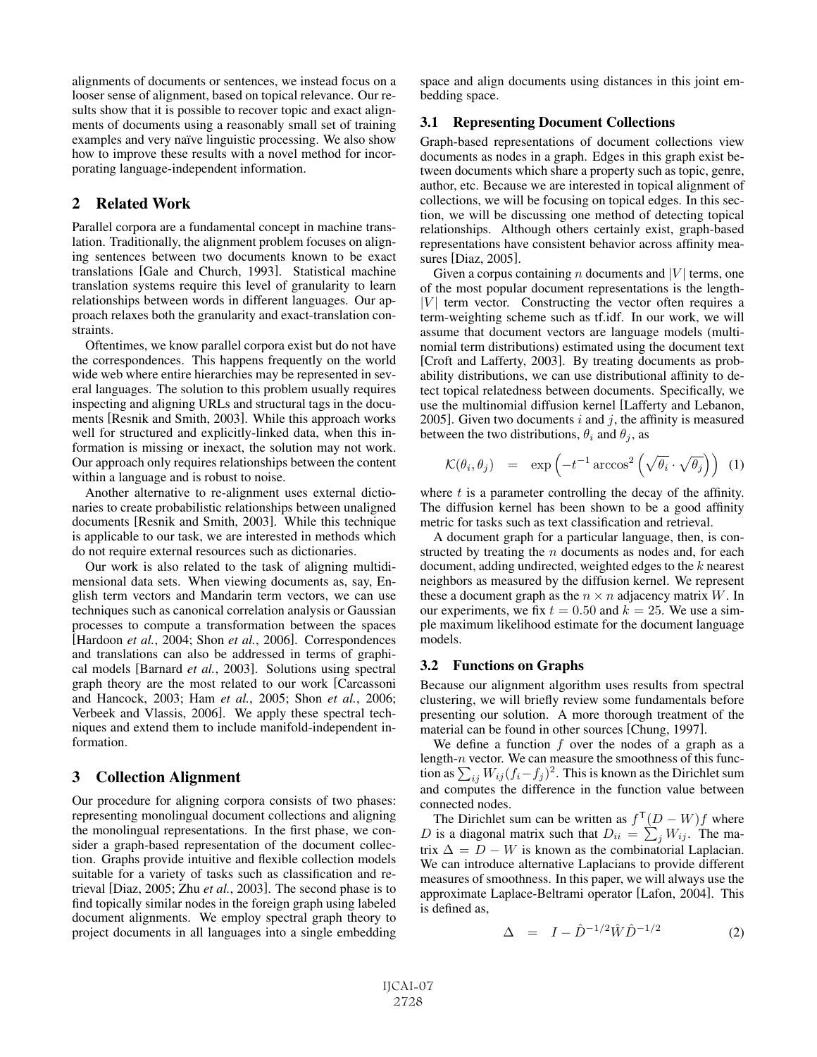alignments of documents or sentences, we instead focus on a looser sense of alignment, based on topical relevance. Our results show that it is possible to recover topic and exact alignments of documents using a reasonably small set of training examples and very naïve linguistic processing. We also show how to improve these results with a novel method for incorporating language-independent information.

## 2 Related Work

Parallel corpora are a fundamental concept in machine translation. Traditionally, the alignment problem focuses on aligning sentences between two documents known to be exact translations [Gale and Church, 1993]. Statistical machine translation systems require this level of granularity to learn relationships between words in different languages. Our approach relaxes both the granularity and exact-translation constraints.

Oftentimes, we know parallel corpora exist but do not have the correspondences. This happens frequently on the world wide web where entire hierarchies may be represented in several languages. The solution to this problem usually requires inspecting and aligning URLs and structural tags in the documents [Resnik and Smith, 2003]. While this approach works well for structured and explicitly-linked data, when this information is missing or inexact, the solution may not work. Our approach only requires relationships between the content within a language and is robust to noise.

Another alternative to re-alignment uses external dictionaries to create probabilistic relationships between unaligned documents [Resnik and Smith, 2003]. While this technique is applicable to our task, we are interested in methods which do not require external resources such as dictionaries.

Our work is also related to the task of aligning multidimensional data sets. When viewing documents as, say, English term vectors and Mandarin term vectors, we can use techniques such as canonical correlation analysis or Gaussian processes to compute a transformation between the spaces [Hardoon *et al.*, 2004; Shon *et al.*, 2006]. Correspondences and translations can also be addressed in terms of graphical models [Barnard *et al.*, 2003]. Solutions using spectral graph theory are the most related to our work [Carcassoni and Hancock, 2003; Ham *et al.*, 2005; Shon *et al.*, 2006; Verbeek and Vlassis, 2006]. We apply these spectral techniques and extend them to include manifold-independent information.

## 3 Collection Alignment

Our procedure for aligning corpora consists of two phases: representing monolingual document collections and aligning the monolingual representations. In the first phase, we consider a graph-based representation of the document collection. Graphs provide intuitive and flexible collection models suitable for a variety of tasks such as classification and retrieval [Diaz, 2005; Zhu *et al.*, 2003]. The second phase is to find topically similar nodes in the foreign graph using labeled document alignments. We employ spectral graph theory to project documents in all languages into a single embedding space and align documents using distances in this joint embedding space.

### 3.1 Representing Document Collections

Graph-based representations of document collections view documents as nodes in a graph. Edges in this graph exist between documents which share a property such as topic, genre, author, etc. Because we are interested in topical alignment of collections, we will be focusing on topical edges. In this section, we will be discussing one method of detecting topical relationships. Although others certainly exist, graph-based representations have consistent behavior across affinity measures [Diaz, 2005].

Given a corpus containing $n$ documents and $|V|$ terms, one of the most popular document representations is the length-$|V|$ term vector. Constructing the vector often requires a term-weighting scheme such as tf.idf. In our work, we will assume that document vectors are language models (multinomial term distributions) estimated using the document text [Croft and Lafferty, 2003]. By treating documents as probability distributions, we can use distributional affinity to detect topical relatedness between documents. Specifically, we use the multinomial diffusion kernel [Lafferty and Lebanon, 2005]. Given two documents $i$ and $j$, the affinity is measured between the two distributions, $\theta_i$ and $\theta_j$, as

$$\mathcal{K}(\theta_i, \theta_j) = \exp\left(-t^{-1} \arccos^2\left(\sqrt{\theta_i} \cdot \sqrt{\theta_j}\right)\right) \quad (1)$$

where $t$ is a parameter controlling the decay of the affinity. The diffusion kernel has been shown to be a good affinity metric for tasks such as text classification and retrieval.

A document graph for a particular language, then, is constructed by treating the $n$ documents as nodes and, for each document, adding undirected, weighted edges to the $k$ nearest neighbors as measured by the diffusion kernel. We represent these a document graph as the $n \times n$ adjacency matrix $W$. In our experiments, we fix $t = 0.50$ and $k = 25$. We use a simple maximum likelihood estimate for the document language models.

### 3.2 Functions on Graphs

Because our alignment algorithm uses results from spectral clustering, we will briefly review some fundamentals before presenting our solution. A more thorough treatment of the material can be found in other sources [Chung, 1997].

We define a function $f$ over the nodes of a graph as a length-$n$ vector. We can measure the smoothness of this function as $\sum_{ij} W_{ij}(f_i - f_j)^2$. This is known as the Dirichlet sum and computes the difference in the function value between connected nodes.

The Dirichlet sum can be written as $f^{\mathsf{T}}(D - W)f$ where $D$ is a diagonal matrix such that $D_{ii} = \sum_j W_{ij}$. The matrix $\Delta = D - W$ is known as the combinatorial Laplacian. We can introduce alternative Laplacians to provide different measures of smoothness. In this paper, we will always use the approximate Laplace-Beltrami operator [Lafon, 2004]. This is defined as,

$$\Delta = I - \hat{D}^{-1/2}\hat{W}\hat{D}^{-1/2} \quad (2)$$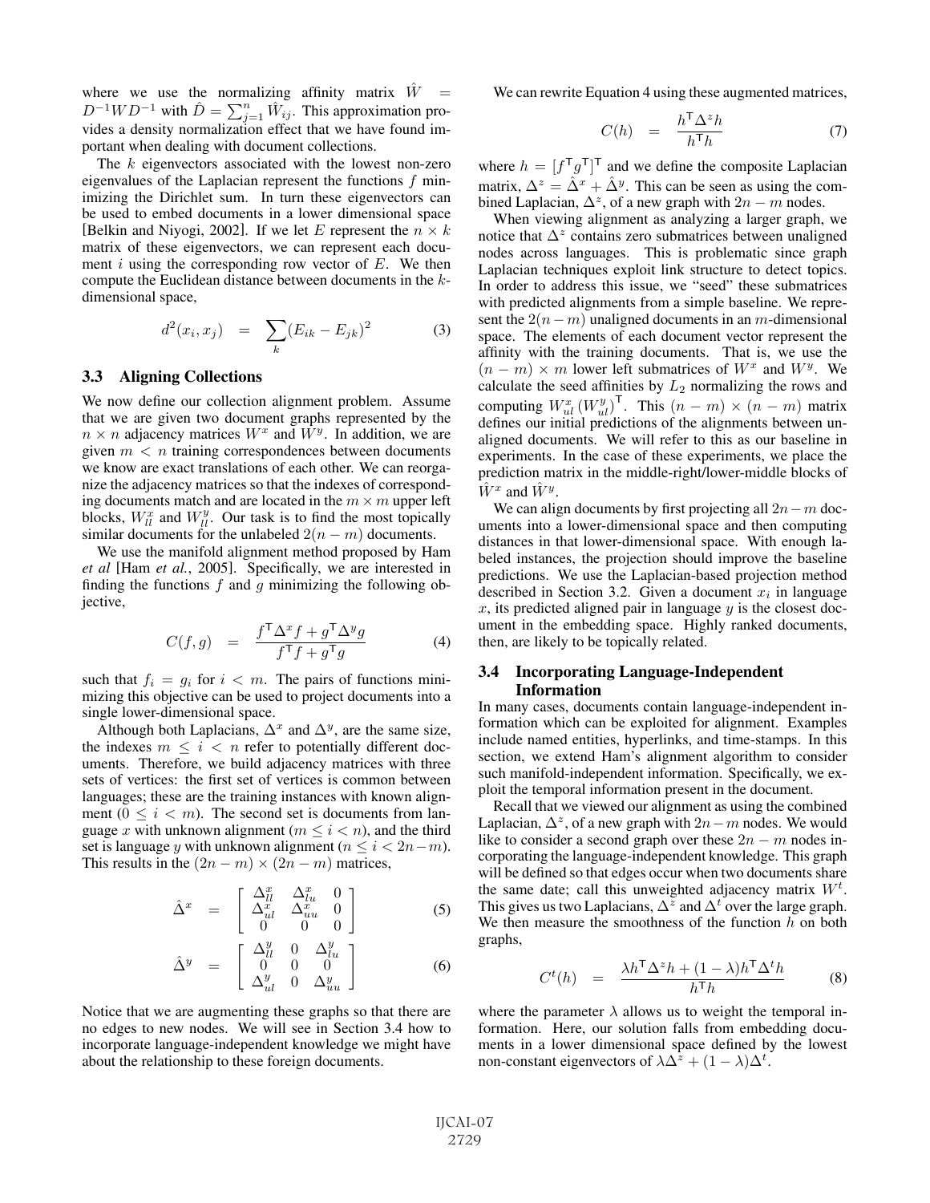where we use the normalizing affinity matrix $\hat{W} = D^{-1}WD^{-1}$ with $\hat{D} = \sum_{j=1}^{n} \hat{W}_{ij}$. This approximation provides a density normalization effect that we have found important when dealing with document collections.

The $k$ eigenvectors associated with the lowest non-zero eigenvalues of the Laplacian represent the functions $f$ minimizing the Dirichlet sum. In turn these eigenvectors can be used to embed documents in a lower dimensional space [Belkin and Niyogi, 2002]. If we let $E$ represent the $n \times k$ matrix of these eigenvectors, we can represent each document $i$ using the corresponding row vector of $E$. We then compute the Euclidean distance between documents in the $k$-dimensional space,

$$d^2(x_i, x_j) = \sum_k (E_{ik} - E_{jk})^2 \tag{3}$$

### 3.3 Aligning Collections

We now define our collection alignment problem. Assume that we are given two document graphs represented by the $n \times n$ adjacency matrices $W^x$ and $W^y$. In addition, we are given $m < n$ training correspondences between documents we know are exact translations of each other. We can reorganize the adjacency matrices so that the indexes of corresponding documents match and are located in the $m \times m$ upper left blocks, $W^x_{ll}$ and $W^y_{ll}$. Our task is to find the most topically similar documents for the unlabeled $2(n - m)$ documents.

We use the manifold alignment method proposed by Ham *et al* [Ham *et al.*, 2005]. Specifically, we are interested in finding the functions $f$ and $g$ minimizing the following objective,

$$C(f, g) = \frac{f^\mathsf{T}\Delta^x f + g^\mathsf{T}\Delta^y g}{f^\mathsf{T} f + g^\mathsf{T} g} \tag{4}$$

such that $f_i = g_i$ for $i < m$. The pairs of functions minimizing this objective can be used to project documents into a single lower-dimensional space.

Although both Laplacians, $\Delta^x$ and $\Delta^y$, are the same size, the indexes $m \leq i < n$ refer to potentially different documents. Therefore, we build adjacency matrices with three sets of vertices: the first set of vertices is common between languages; these are the training instances with known alignment ($0 \leq i < m$). The second set is documents from language $x$ with unknown alignment ($m \leq i < n$), and the third set is language $y$ with unknown alignment ($n \leq i < 2n-m$). This results in the $(2n - m) \times (2n - m)$ matrices,

$$\hat{\Delta}^x = \begin{bmatrix} \Delta^x_{ll} & \Delta^x_{lu} & 0 \\ \Delta^x_{ul} & \Delta^x_{uu} & 0 \\ 0 & 0 & 0 \end{bmatrix} \tag{5}$$

$$\hat{\Delta}^y = \begin{bmatrix} \Delta^y_{ll} & 0 & \Delta^y_{lu} \\ 0 & 0 & 0 \\ \Delta^y_{ul} & 0 & \Delta^y_{uu} \end{bmatrix} \tag{6}$$

Notice that we are augmenting these graphs so that there are no edges to new nodes. We will see in Section 3.4 how to incorporate language-independent knowledge we might have about the relationship to these foreign documents.

We can rewrite Equation 4 using these augmented matrices,

$$C(h) = \frac{h^\mathsf{T}\Delta^z h}{h^\mathsf{T} h} \tag{7}$$

where $h = [f^\mathsf{T} g^\mathsf{T}]^\mathsf{T}$ and we define the composite Laplacian matrix, $\Delta^z = \hat{\Delta}^x + \hat{\Delta}^y$. This can be seen as using the combined Laplacian, $\Delta^z$, of a new graph with $2n - m$ nodes.

When viewing alignment as analyzing a larger graph, we notice that $\Delta^z$ contains zero submatrices between unaligned nodes across languages. This is problematic since graph Laplacian techniques exploit link structure to detect topics. In order to address this issue, we "seed" these submatrices with predicted alignments from a simple baseline. We represent the $2(n-m)$ unaligned documents in an $m$-dimensional space. The elements of each document vector represent the affinity with the training documents. That is, we use the $(n - m) \times m$ lower left submatrices of $W^x$ and $W^y$. We calculate the seed affinities by $L_2$ normalizing the rows and computing $W^x_{ul}(W^y_{ul})^\mathsf{T}$. This $(n - m) \times (n - m)$ matrix defines our initial predictions of the alignments between unaligned documents. We will refer to this as our baseline in experiments. In the case of these experiments, we place the prediction matrix in the middle-right/lower-middle blocks of $\hat{W}^x$ and $\hat{W}^y$.

We can align documents by first projecting all $2n-m$ documents into a lower-dimensional space and then computing distances in that lower-dimensional space. With enough labeled instances, the projection should improve the baseline predictions. We use the Laplacian-based projection method described in Section 3.2. Given a document $x_i$ in language $x$, its predicted aligned pair in language $y$ is the closest document in the embedding space. Highly ranked documents, then, are likely to be topically related.

### 3.4 Incorporating Language-Independent Information

In many cases, documents contain language-independent information which can be exploited for alignment. Examples include named entities, hyperlinks, and time-stamps. In this section, we extend Ham's alignment algorithm to consider such manifold-independent information. Specifically, we exploit the temporal information present in the document.

Recall that we viewed our alignment as using the combined Laplacian, $\Delta^z$, of a new graph with $2n-m$ nodes. We would like to consider a second graph over these $2n - m$ nodes incorporating the language-independent knowledge. This graph will be defined so that edges occur when two documents share the same date; call this unweighted adjacency matrix $W^t$. This gives us two Laplacians, $\Delta^z$ and $\Delta^t$ over the large graph. We then measure the smoothness of the function $h$ on both graphs,

$$C^t(h) = \frac{\lambda h^\mathsf{T}\Delta^z h + (1-\lambda)h^\mathsf{T}\Delta^t h}{h^\mathsf{T} h} \tag{8}$$

where the parameter $\lambda$ allows us to weight the temporal information. Here, our solution falls from embedding documents in a lower dimensional space defined by the lowest non-constant eigenvectors of $\lambda\Delta^z + (1-\lambda)\Delta^t$.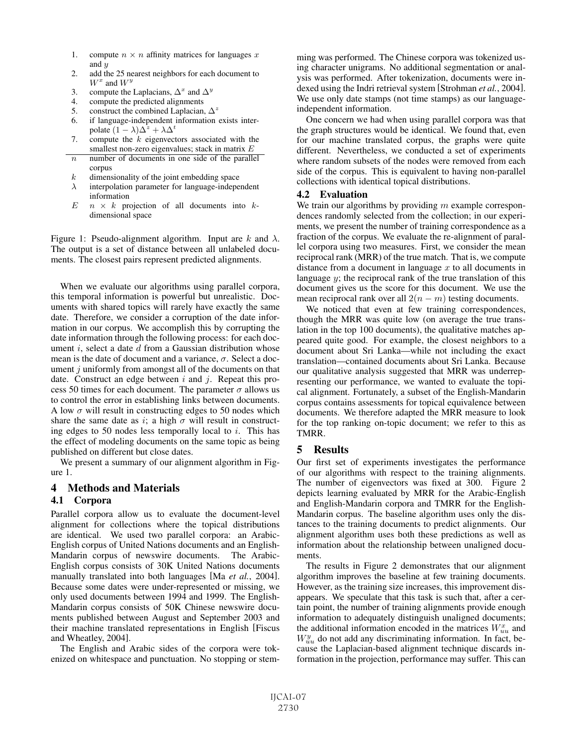1. compute $n \times n$ affinity matrices for languages $x$ and $y$
2. add the 25 nearest neighbors for each document to $W^x$ and $W^y$
3. compute the Laplacians, $\Delta^x$ and $\Delta^y$
4. compute the predicted alignments
5. construct the combined Laplacian, $\Delta^z$
6. if language-independent information exists interpolate $(1 - \lambda)\Delta^z + \lambda\Delta^t$
7. compute the $k$ eigenvectors associated with the smallest non-zero eigenvalues; stack in matrix $E$

| | |
|---|---|
| $n$ | number of documents in one side of the parallel corpus |
| $k$ | dimensionality of the joint embedding space |
| $\lambda$ | interpolation parameter for language-independent information |
| $E$ | $n \times k$ projection of all documents into $k$-dimensional space |

Figure 1: Pseudo-alignment algorithm. Input are $k$ and $\lambda$. The output is a set of distance between all unlabeled documents. The closest pairs represent predicted alignments.

When we evaluate our algorithms using parallel corpora, this temporal information is powerful but unrealistic. Documents with shared topics will rarely have exactly the same date. Therefore, we consider a corruption of the date information in our corpus. We accomplish this by corrupting the date information through the following process: for each document $i$, select a date $d$ from a Gaussian distribution whose mean is the date of document and a variance, $\sigma$. Select a document $j$ uniformly from amongst all of the documents on that date. Construct an edge between $i$ and $j$. Repeat this process 50 times for each document. The parameter $\sigma$ allows us to control the error in establishing links between documents. A low $\sigma$ will result in constructing edges to 50 nodes which share the same date as $i$; a high $\sigma$ will result in constructing edges to 50 nodes less temporally local to $i$. This has the effect of modeling documents on the same topic as being published on different but close dates.

We present a summary of our alignment algorithm in Figure 1.

## 4 Methods and Materials

### 4.1 Corpora

Parallel corpora allow us to evaluate the document-level alignment for collections where the topical distributions are identical. We used two parallel corpora: an Arabic-English corpus of United Nations documents and an English-Mandarin corpus of newswire documents. The Arabic-English corpus consists of 30K United Nations documents manually translated into both languages [Ma *et al.*, 2004]. Because some dates were under-represented or missing, we only used documents between 1994 and 1999. The English-Mandarin corpus consists of 50K Chinese newswire documents published between August and September 2003 and their machine translated representations in English [Fiscus and Wheatley, 2004].

The English and Arabic sides of the corpora were tokenized on whitespace and punctuation. No stopping or stemming was performed. The Chinese corpora was tokenized using character unigrams. No additional segmentation or analysis was performed. After tokenization, documents were indexed using the Indri retrieval system [Strohman *et al.*, 2004]. We use only date stamps (not time stamps) as our language-independent information.

One concern we had when using parallel corpora was that the graph structures would be identical. We found that, even for our machine translated corpus, the graphs were quite different. Nevertheless, we conducted a set of experiments where random subsets of the nodes were removed from each side of the corpus. This is equivalent to having non-parallel collections with identical topical distributions.

### 4.2 Evaluation

We train our algorithms by providing $m$ example correspondences randomly selected from the collection; in our experiments, we present the number of training correspondence as a fraction of the corpus. We evaluate the re-alignment of parallel corpora using two measures. First, we consider the mean reciprocal rank (MRR) of the true match. That is, we compute distance from a document in language $x$ to all documents in language $y$; the reciprocal rank of the true translation of this document gives us the score for this document. We use the mean reciprocal rank over all $2(n - m)$ testing documents.

We noticed that even at few training correspondences, though the MRR was quite low (on average the true translation in the top 100 documents), the qualitative matches appeared quite good. For example, the closest neighbors to a document about Sri Lanka—while not including the exact translation—contained documents about Sri Lanka. Because our qualitative analysis suggested that MRR was underrepresenting our performance, we wanted to evaluate the topical alignment. Fortunately, a subset of the English-Mandarin corpus contains assessments for topical equivalence between documents. We therefore adapted the MRR measure to look for the top ranking on-topic document; we refer to this as TMRR.

## 5 Results

Our first set of experiments investigates the performance of our algorithms with respect to the training alignments. The number of eigenvectors was fixed at 300. Figure 2 depicts learning evaluated by MRR for the Arabic-English and English-Mandarin corpora and TMRR for the English-Mandarin corpus. The baseline algorithm uses only the distances to the training documents to predict alignments. Our alignment algorithm uses both these predictions as well as information about the relationship between unaligned documents.

The results in Figure 2 demonstrates that our alignment algorithm improves the baseline at few training documents. However, as the training size increases, this improvement disappears. We speculate that this task is such that, after a certain point, the number of training alignments provide enough information to adequately distinguish unaligned documents; the additional information encoded in the matrices $W^x_{uu}$ and $W^y_{uu}$ do not add any discriminating information. In fact, because the Laplacian-based alignment technique discards information in the projection, performance may suffer. This can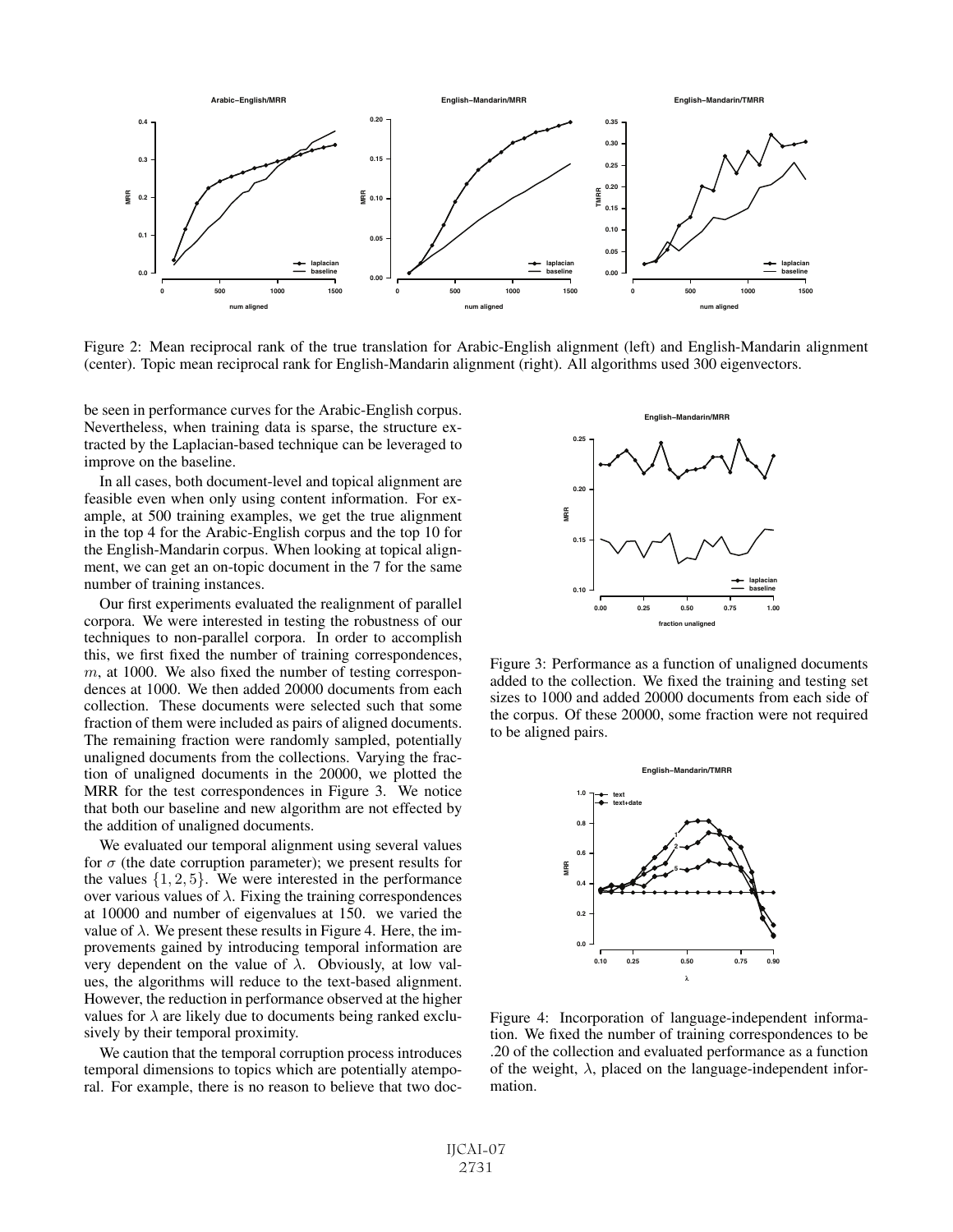Figure 2: Mean reciprocal rank of the true translation for Arabic-English alignment (left) and English-Mandarin alignment (center). Topic mean reciprocal rank for English-Mandarin alignment (right). All algorithms used 300 eigenvectors.

be seen in performance curves for the Arabic-English corpus. Nevertheless, when training data is sparse, the structure extracted by the Laplacian-based technique can be leveraged to improve on the baseline.

In all cases, both document-level and topical alignment are feasible even when only using content information. For example, at 500 training examples, we get the true alignment in the top 4 for the Arabic-English corpus and the top 10 for the English-Mandarin corpus. When looking at topical alignment, we can get an on-topic document in the 7 for the same number of training instances.

Our first experiments evaluated the realignment of parallel corpora. We were interested in testing the robustness of our techniques to non-parallel corpora. In order to accomplish this, we first fixed the number of training correspondences, $m$, at 1000. We also fixed the number of testing correspondences at 1000. We then added 20000 documents from each collection. These documents were selected such that some fraction of them were included as pairs of aligned documents. The remaining fraction were randomly sampled, potentially unaligned documents from the collections. Varying the fraction of unaligned documents in the 20000, we plotted the MRR for the test correspondences in Figure 3. We notice that both our baseline and new algorithm are not effected by the addition of unaligned documents.

We evaluated our temporal alignment using several values for $\sigma$ (the date corruption parameter); we present results for the values $\{1, 2, 5\}$. We were interested in the performance over various values of $\lambda$. Fixing the training correspondences at 10000 and number of eigenvalues at 150. we varied the value of $\lambda$. We present these results in Figure 4. Here, the improvements gained by introducing temporal information are very dependent on the value of $\lambda$. Obviously, at low values, the algorithms will reduce to the text-based alignment. However, the reduction in performance observed at the higher values for $\lambda$ are likely due to documents being ranked exclusively by their temporal proximity.

We caution that the temporal corruption process introduces temporal dimensions to topics which are potentially atemporal. For example, there is no reason to believe that two doc-

Figure 3: Performance as a function of unaligned documents added to the collection. We fixed the training and testing set sizes to 1000 and added 20000 documents from each side of the corpus. Of these 20000, some fraction were not required to be aligned pairs.

Figure 4: Incorporation of language-independent information. We fixed the number of training correspondences to be .20 of the collection and evaluated performance as a function of the weight, $\lambda$, placed on the language-independent information.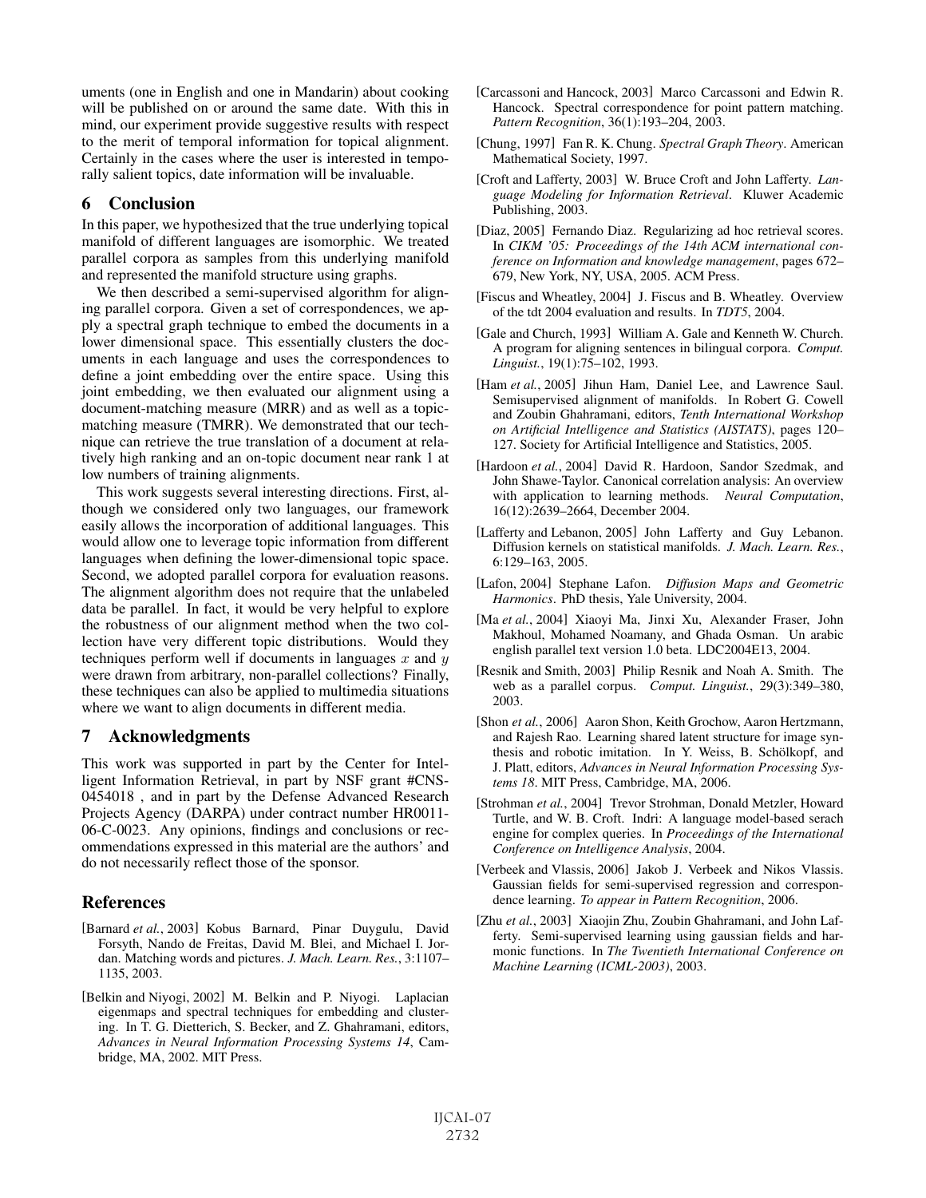uments (one in English and one in Mandarin) about cooking will be published on or around the same date. With this in mind, our experiment provide suggestive results with respect to the merit of temporal information for topical alignment. Certainly in the cases where the user is interested in temporally salient topics, date information will be invaluable.

## 6 Conclusion

In this paper, we hypothesized that the true underlying topical manifold of different languages are isomorphic. We treated parallel corpora as samples from this underlying manifold and represented the manifold structure using graphs.

We then described a semi-supervised algorithm for aligning parallel corpora. Given a set of correspondences, we apply a spectral graph technique to embed the documents in a lower dimensional space. This essentially clusters the documents in each language and uses the correspondences to define a joint embedding over the entire space. Using this joint embedding, we then evaluated our alignment using a document-matching measure (MRR) and as well as a topic-matching measure (TMRR). We demonstrated that our technique can retrieve the true translation of a document at relatively high ranking and an on-topic document near rank 1 at low numbers of training alignments.

This work suggests several interesting directions. First, although we considered only two languages, our framework easily allows the incorporation of additional languages. This would allow one to leverage topic information from different languages when defining the lower-dimensional topic space. Second, we adopted parallel corpora for evaluation reasons. The alignment algorithm does not require that the unlabeled data be parallel. In fact, it would be very helpful to explore the robustness of our alignment method when the two collection have very different topic distributions. Would they techniques perform well if documents in languages $x$ and $y$ were drawn from arbitrary, non-parallel collections? Finally, these techniques can also be applied to multimedia situations where we want to align documents in different media.

## 7 Acknowledgments

This work was supported in part by the Center for Intelligent Information Retrieval, in part by NSF grant #CNS-0454018 , and in part by the Defense Advanced Research Projects Agency (DARPA) under contract number HR0011-06-C-0023. Any opinions, findings and conclusions or recommendations expressed in this material are the authors' and do not necessarily reflect those of the sponsor.

## References

[Barnard *et al.*, 2003] Kobus Barnard, Pinar Duygulu, David Forsyth, Nando de Freitas, David M. Blei, and Michael I. Jordan. Matching words and pictures. *J. Mach. Learn. Res.*, 3:1107–1135, 2003.

[Belkin and Niyogi, 2002] M. Belkin and P. Niyogi. Laplacian eigenmaps and spectral techniques for embedding and clustering. In T. G. Dietterich, S. Becker, and Z. Ghahramani, editors, *Advances in Neural Information Processing Systems 14*, Cambridge, MA, 2002. MIT Press.

[Carcassoni and Hancock, 2003] Marco Carcassoni and Edwin R. Hancock. Spectral correspondence for point pattern matching. *Pattern Recognition*, 36(1):193–204, 2003.

[Chung, 1997] Fan R. K. Chung. *Spectral Graph Theory*. American Mathematical Society, 1997.

[Croft and Lafferty, 2003] W. Bruce Croft and John Lafferty. *Language Modeling for Information Retrieval*. Kluwer Academic Publishing, 2003.

[Diaz, 2005] Fernando Diaz. Regularizing ad hoc retrieval scores. In *CIKM '05: Proceedings of the 14th ACM international conference on Information and knowledge management*, pages 672–679, New York, NY, USA, 2005. ACM Press.

[Fiscus and Wheatley, 2004] J. Fiscus and B. Wheatley. Overview of the tdt 2004 evaluation and results. In *TDT5*, 2004.

[Gale and Church, 1993] William A. Gale and Kenneth W. Church. A program for aligning sentences in bilingual corpora. *Comput. Linguist.*, 19(1):75–102, 1993.

[Ham *et al.*, 2005] Jihun Ham, Daniel Lee, and Lawrence Saul. Semisupervised alignment of manifolds. In Robert G. Cowell and Zoubin Ghahramani, editors, *Tenth International Workshop on Artificial Intelligence and Statistics (AISTATS)*, pages 120–127. Society for Artificial Intelligence and Statistics, 2005.

[Hardoon *et al.*, 2004] David R. Hardoon, Sandor Szedmak, and John Shawe-Taylor. Canonical correlation analysis: An overview with application to learning methods. *Neural Computation*, 16(12):2639–2664, December 2004.

[Lafferty and Lebanon, 2005] John Lafferty and Guy Lebanon. Diffusion kernels on statistical manifolds. *J. Mach. Learn. Res.*, 6:129–163, 2005.

[Lafon, 2004] Stephane Lafon. *Diffusion Maps and Geometric Harmonics*. PhD thesis, Yale University, 2004.

[Ma *et al.*, 2004] Xiaoyi Ma, Jinxi Xu, Alexander Fraser, John Makhoul, Mohamed Noamany, and Ghada Osman. Un arabic english parallel text version 1.0 beta. LDC2004E13, 2004.

[Resnik and Smith, 2003] Philip Resnik and Noah A. Smith. The web as a parallel corpus. *Comput. Linguist.*, 29(3):349–380, 2003.

[Shon *et al.*, 2006] Aaron Shon, Keith Grochow, Aaron Hertzmann, and Rajesh Rao. Learning shared latent structure for image synthesis and robotic imitation. In Y. Weiss, B. Schölkopf, and J. Platt, editors, *Advances in Neural Information Processing Systems 18*. MIT Press, Cambridge, MA, 2006.

[Strohman *et al.*, 2004] Trevor Strohman, Donald Metzler, Howard Turtle, and W. B. Croft. Indri: A language model-based serach engine for complex queries. In *Proceedings of the International Conference on Intelligence Analysis*, 2004.

[Verbeek and Vlassis, 2006] Jakob J. Verbeek and Nikos Vlassis. Gaussian fields for semi-supervised regression and correspondence learning. *To appear in Pattern Recognition*, 2006.

[Zhu *et al.*, 2003] Xiaojin Zhu, Zoubin Ghahramani, and John Lafferty. Semi-supervised learning using gaussian fields and harmonic functions. In *The Twentieth International Conference on Machine Learning (ICML-2003)*, 2003.